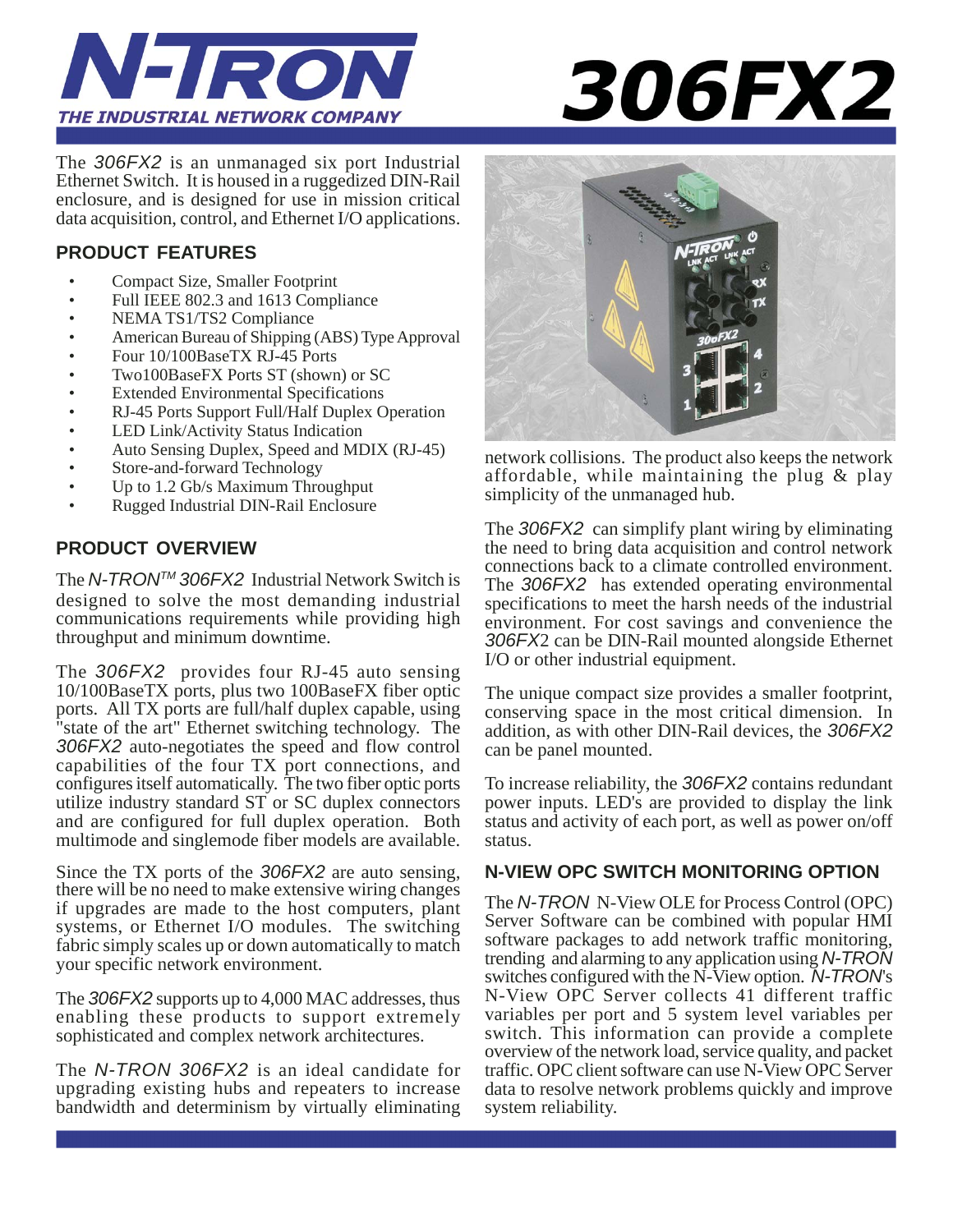# N-TRON

THE INDUSTRIAL NETWORK COMPANY

# 306FX2

The *306FX2* is an unmanaged six port Industrial Ethernet Switch. It is housed in a ruggedized DIN-Rail enclosure, and is designed for use in mission critical data acquisition, control, and Ethernet I/O applications.

## PRODUCT FEATURES

- Compact Size, Smaller Footprint
- Full IEEE 802.3 and 1613 Compliance
- NEMA TS1/TS2 Compliance
- American Bureau of Shipping (ABS) Type Approval
- Four 10/100BaseTX RJ-45 Ports
- Two100BaseFX Ports ST (shown) or SC
- Extended Environmental Specifications
- RJ-45 Ports Support Full/Half Duplex Operation
- LED Link/Activity Status Indication
- Auto Sensing Duplex, Speed and MDIX (RJ-45)
- Store-and-forward Technology
- Up to 1.2 Gb/s Maximum Throughput
- Rugged Industrial DIN-Rail Enclosure

## PRODUCT OVERVIEW

The *N-TRON*™ *306FX2* Industrial Network Switch is designed to solve the most demanding industrial communications requirements while providing high throughput and minimum downtime.

The *306FX2* provides four RJ-45 auto sensing 10/100BaseTX ports, plus two 100BaseFX fiber optic ports. All TX ports are full/half duplex capable, using "state of the art" Ethernet switching technology. The *306FX2* auto-negotiates the speed and flow control capabilities of the four TX port connections, and configures itself automatically. The two fiber optic ports utilize industry standard ST or SC duplex connectors and are configured for full duplex operation. Both multimode and singlemode fiber models are available.

Since the TX ports of the *306FX2* are auto sensing, there will be no need to make extensive wiring changes if upgrades are made to the host computers, plant systems, or Ethernet I/O modules. The switching fabric simply scales up or down automatically to match your specific network environment.

The *306FX2* supports up to 4,000 MAC addresses, thus enabling these products to support extremely sophisticated and complex network architectures.

The *N-TRON 306FX2* is an ideal candidate for upgrading existing hubs and repeaters to increase bandwidth and determinism by virtually eliminating network collisions. The product also keeps the network affordable, while maintaining the plug & play simplicity of the unmanaged hub.

The *306FX2* can simplify plant wiring by eliminating the need to bring data acquisition and control network connections back to a climate controlled environment. The *306FX2* has extended operating environmental specifications to meet the harsh needs of the industrial environment. For cost savings and convenience the *306FX*2 can be DIN-Rail mounted alongside Ethernet I/O or other industrial equipment.

The unique compact size provides a smaller footprint, conserving space in the most critical dimension. In addition, as with other DIN-Rail devices, the *306FX2* can be panel mounted.

To increase reliability, the *306FX2* contains redundant power inputs. LED's are provided to display the link status and activity of each port, as well as power on/off status.

## N-VIEW OPC SWITCH MONITORING OPTION

The *N-TRON* N-View OLE for Process Control (OPC) Server Software can be combined with popular HMI software packages to add network traffic monitoring, trending and alarming to any application using *N-TRON* switches configured with the N-View option. *N-TRON*'s N-View OPC Server collects 41 different traffic variables per port and 5 system level variables per switch. This information can provide a complete overview of the network load, service quality, and packet traffic. OPC client software can use N-View OPC Server data to resolve network problems quickly and improve system reliability.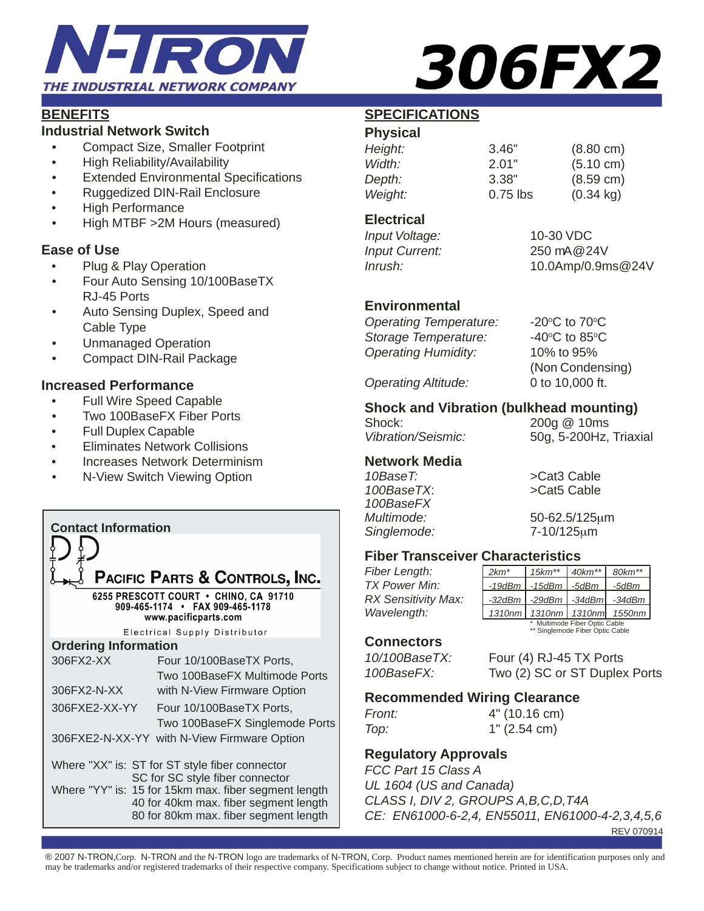# N-TRON

THE INDUSTRIAL NETWORK COMPANY

# 306FX2

## BENEFITS

### Industrial Network Switch

- Compact Size, Smaller Footprint
- High Reliability/Availability
- Extended Environmental Specifications
- Ruggedized DIN-Rail Enclosure
- High Performance
- High MTBF >2M Hours (measured)

### Ease of Use

- Plug & Play Operation
- Four Auto Sensing 10/100BaseTX RJ-45 Ports
- Auto Sensing Duplex, Speed and Cable Type
- Unmanaged Operation
- Compact DIN-Rail Package

### Increased Performance

- Full Wire Speed Capable
- Two 100BaseFX Fiber Ports
- Full Duplex Capable
- Eliminates Network Collisions
- Increases Network Determinism
- N-View Switch Viewing Option

### Contact Information

PACIFIC PARTS & CONTROLS, INC.
6255 PRESCOTT COURT • CHINO, CA 91710
909-465-1174 • FAX 909-465-1178
www.pacificparts.com
Electrical Supply Distributor

### Ordering Information

| | |
|---|---|
| 306FX2-XX | Four 10/100BaseTX Ports, Two 100BaseFX Multimode Ports |
| 306FX2-N-XX | with N-View Firmware Option |
| 306FXE2-XX-YY | Four 10/100BaseTX Ports, Two 100BaseFX Singlemode Ports |
| 306FXE2-N-XX-YY | with N-View Firmware Option |

Where "XX" is: ST for ST style fiber connector
SC for SC style fiber connector
Where "YY" is: 15 for 15km max. fiber segment length
40 for 40km max. fiber segment length
80 for 80km max. fiber segment length

## SPECIFICATIONS

### Physical

| | | |
|---|---|---|
| *Height:* | 3.46" | (8.80 cm) |
| *Width:* | 2.01" | (5.10 cm) |
| *Depth:* | 3.38" | (8.59 cm) |
| *Weight:* | 0.75 lbs | (0.34 kg) |

### Electrical

| | |
|---|---|
| *Input Voltage:* | 10-30 VDC |
| *Input Current:* | 250 mA@24V |
| *Inrush:* | 10.0Amp/0.9ms@24V |

### Environmental

| | |
|---|---|
| *Operating Temperature:* | -20°C to 70°C |
| *Storage Temperature:* | -40°C to 85°C |
| *Operating Humidity:* | 10% to 95% (Non Condensing) |
| *Operating Altitude:* | 0 to 10,000 ft. |

### Shock and Vibration (bulkhead mounting)

| | |
|---|---|
| Shock: | 200g @ 10ms |
| *Vibration/Seismic:* | 50g, 5-200Hz, Triaxial |

### Network Media

| | |
|---|---|
| *10BaseT:* | >Cat3 Cable |
| *100BaseTX:* | >Cat5 Cable |
| *100BaseFX* | |
| *Multimode:* | 50-62.5/125μm |
| *Singlemode:* | 7-10/125μm |

### Fiber Transceiver Characteristics

| | | | | |
|---|---|---|---|---|
| *Fiber Length:* | *2km\** | *15km\*\** | *40km\*\** | *80km\*\** |
| *TX Power Min:* | -19dBm | -15dBm | -5dBm | -5dBm |
| *RX Sensitivity Max:* | -32dBm | -29dBm | -34dBm | -34dBm |
| *Wavelength:* | 1310nm | 1310nm | 1310nm | 1550nm |

\* Multimode Fiber Optic Cable
\*\* Singlemode Fiber Optic Cable

### Connectors

| | |
|---|---|
| *10/100BaseTX:* | Four (4) RJ-45 TX Ports |
| *100BaseFX:* | Two (2) SC or ST Duplex Ports |

### Recommended Wiring Clearance

| | |
|---|---|
| *Front:* | 4" (10.16 cm) |
| *Top:* | 1" (2.54 cm) |

### Regulatory Approvals

*FCC Part 15 Class A*
*UL 1604 (US and Canada)*
*CLASS I, DIV 2, GROUPS A,B,C,D,T4A*
*CE: EN61000-6-2,4, EN55011, EN61000-4-2,3,4,5,6*

REV 070914

® 2007 N-TRON,Corp. N-TRON and the N-TRON logo are trademarks of N-TRON, Corp. Product names mentioned herein are for identification purposes only and may be trademarks and/or registered trademarks of their respective company. Specifications subject to change without notice. Printed in USA.